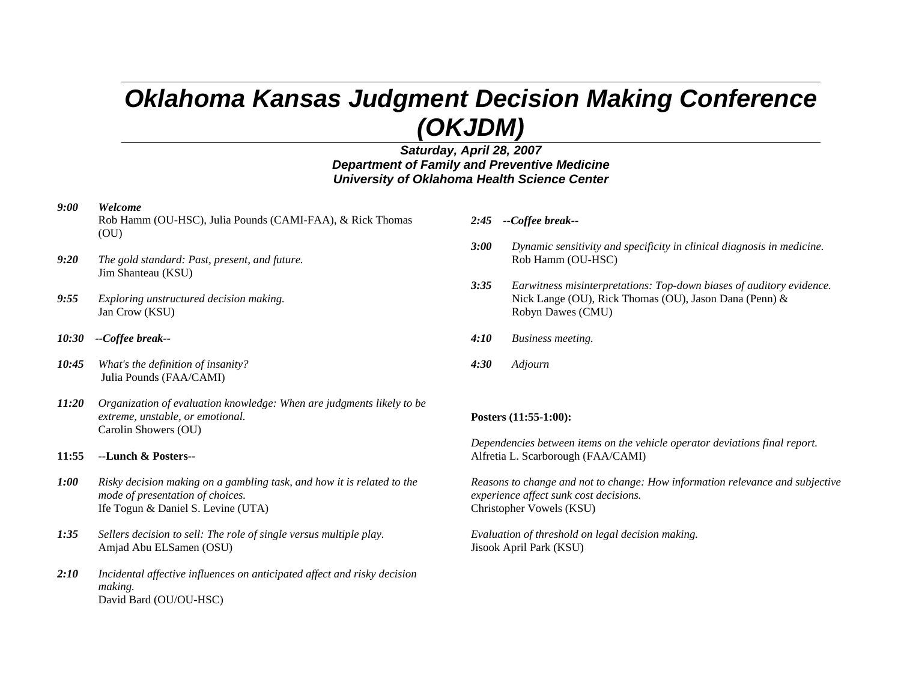# *Oklahoma Kansas Judgment Decision Making Conference (OKJDM)*

***Saturday, April 28, 2007***
***Department of Family and Preventive Medicine***
***University of Oklahoma Health Science Center***

***9:00*** ***Welcome***
Rob Hamm (OU-HSC), Julia Pounds (CAMI-FAA), & Rick Thomas (OU)

***9:20*** *The gold standard: Past, present, and future.*
Jim Shanteau (KSU)

***9:55*** *Exploring unstructured decision making.*
Jan Crow (KSU)

***10:30*** ***--Coffee break--***

***10:45*** *What's the definition of insanity?*
Julia Pounds (FAA/CAMI)

***11:20*** *Organization of evaluation knowledge: When are judgments likely to be extreme, unstable, or emotional.*
Carolin Showers (OU)

**11:55** **--Lunch & Posters--**

***1:00*** *Risky decision making on a gambling task, and how it is related to the mode of presentation of choices.*
Ife Togun & Daniel S. Levine (UTA)

***1:35*** *Sellers decision to sell: The role of single versus multiple play.*
Amjad Abu ELSamen (OSU)

***2:10*** *Incidental affective influences on anticipated affect and risky decision making.*
David Bard (OU/OU-HSC)

***2:45*** ***--Coffee break--***

***3:00*** *Dynamic sensitivity and specificity in clinical diagnosis in medicine.*
Rob Hamm (OU-HSC)

***3:35*** *Earwitness misinterpretations: Top-down biases of auditory evidence.*
Nick Lange (OU), Rick Thomas (OU), Jason Dana (Penn) & Robyn Dawes (CMU)

***4:10*** *Business meeting.*

***4:30*** *Adjourn*

**Posters (11:55-1:00):**

*Dependencies between items on the vehicle operator deviations final report.*
Alfretia L. Scarborough (FAA/CAMI)

*Reasons to change and not to change: How information relevance and subjective experience affect sunk cost decisions.*
Christopher Vowels (KSU)

*Evaluation of threshold on legal decision making.*
Jisook April Park (KSU)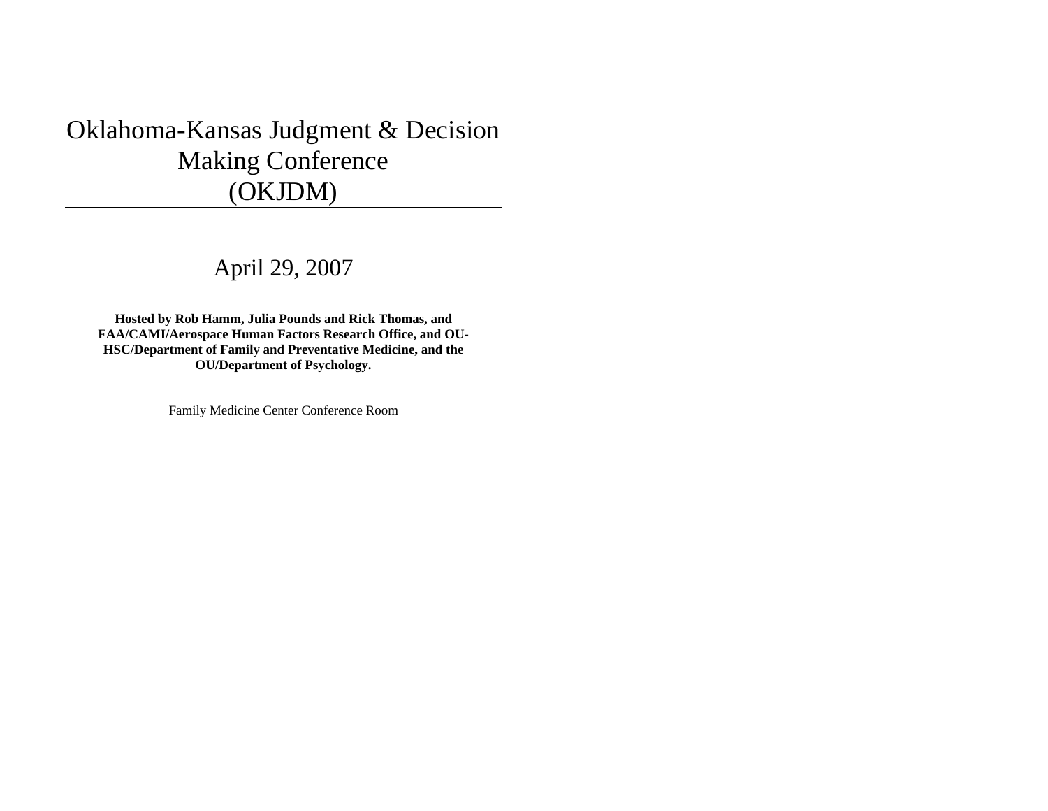# Oklahoma-Kansas Judgment & Decision Making Conference (OKJDM)

April 29, 2007

**Hosted by Rob Hamm, Julia Pounds and Rick Thomas, and FAA/CAMI/Aerospace Human Factors Research Office, and OU-HSC/Department of Family and Preventative Medicine, and the OU/Department of Psychology.**

Family Medicine Center Conference Room